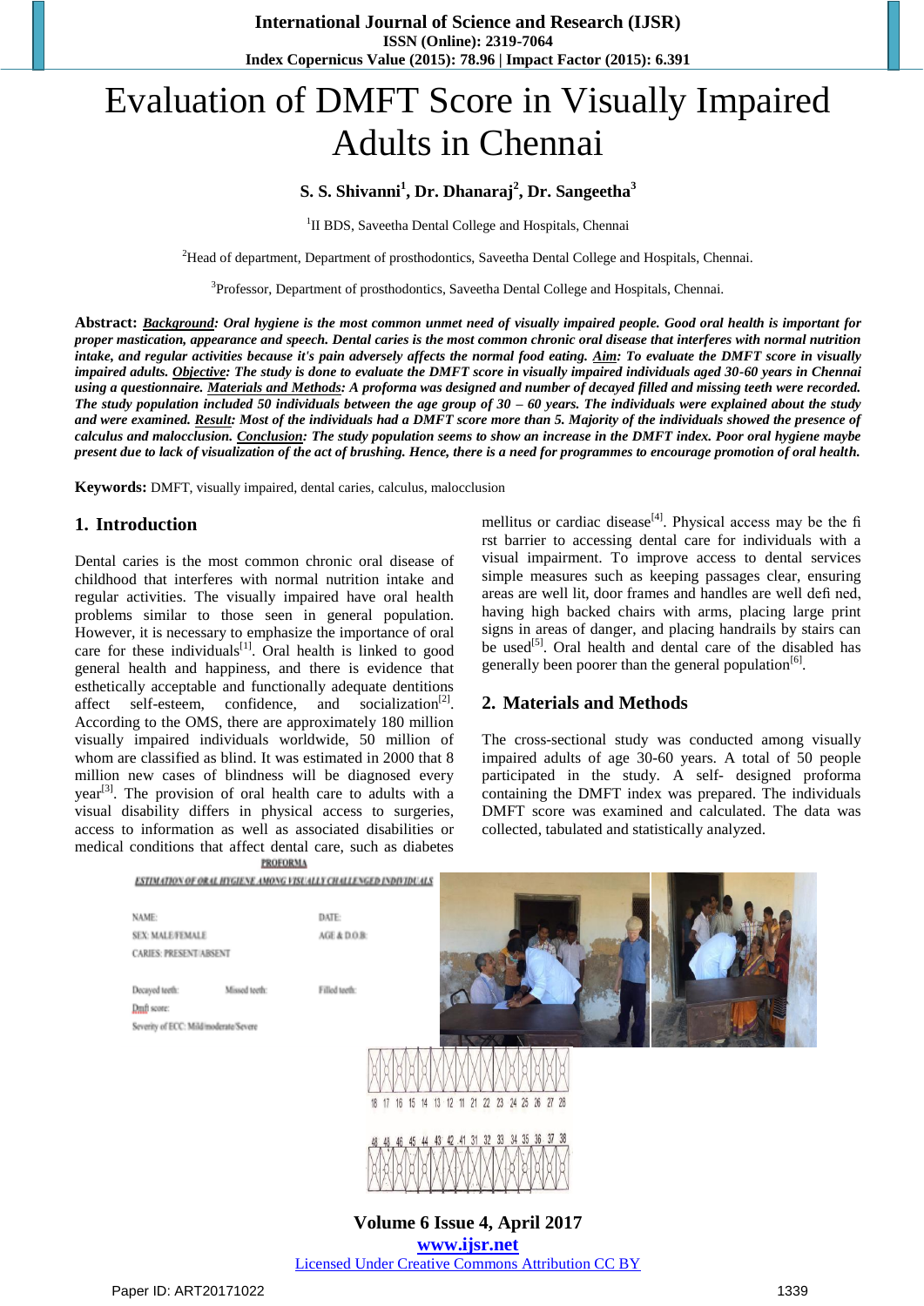# Evaluation of DMFT Score in Visually Impaired Adults in Chennai

**S. S. Shivanni[1], Dr. Dhanaraj[2], Dr. Sangeetha[3]**

[1]II BDS, Saveetha Dental College and Hospitals, Chennai

[2]Head of department, Department of prosthodontics, Saveetha Dental College and Hospitals, Chennai.

[3]Professor, Department of prosthodontics, Saveetha Dental College and Hospitals, Chennai.

**Abstract:** ***Background**: Oral hygiene is the most common unmet need of visually impaired people. Good oral health is important for proper mastication, appearance and speech. Dental caries is the most common chronic oral disease that interferes with normal nutrition intake, and regular activities because it's pain adversely affects the normal food eating. **Aim**: To evaluate the DMFT score in visually impaired adults. **Objective**: The study is done to evaluate the DMFT score in visually impaired individuals aged 30-60 years in Chennai using a questionnaire. **Materials and Methods**: A proforma was designed and number of decayed filled and missing teeth were recorded. The study population included 50 individuals between the age group of 30 – 60 years. The individuals were explained about the study and were examined. **Result**: Most of the individuals had a DMFT score more than 5. Majority of the individuals showed the presence of calculus and malocclusion. **Conclusion**: The study population seems to show an increase in the DMFT index. Poor oral hygiene maybe present due to lack of visualization of the act of brushing. Hence, there is a need for programmes to encourage promotion of oral health.*

**Keywords:** DMFT, visually impaired, dental caries, calculus, malocclusion

## 1. Introduction

Dental caries is the most common chronic oral disease of childhood that interferes with normal nutrition intake and regular activities. The visually impaired have oral health problems similar to those seen in general population. However, it is necessary to emphasize the importance of oral care for these individuals[1]. Oral health is linked to good general health and happiness, and there is evidence that esthetically acceptable and functionally adequate dentitions affect self-esteem, confidence, and socialization[2]. According to the OMS, there are approximately 180 million visually impaired individuals worldwide, 50 million of whom are classified as blind. It was estimated in 2000 that 8 million new cases of blindness will be diagnosed every year[3]. The provision of oral health care to adults with a visual disability differs in physical access to surgeries, access to information as well as associated disabilities or medical conditions that affect dental care, such as diabetes mellitus or cardiac disease[4]. Physical access may be the first barrier to accessing dental care for individuals with a visual impairment. To improve access to dental services simple measures such as keeping passages clear, ensuring areas are well lit, door frames and handles are well defined, having high backed chairs with arms, placing large print signs in areas of danger, and placing handrails by stairs can be used[5]. Oral health and dental care of the disabled has generally been poorer than the general population[6].

## 2. Materials and Methods

The cross-sectional study was conducted among visually impaired adults of age 30-60 years. A total of 50 people participated in the study. A self- designed proforma containing the DMFT index was prepared. The individuals DMFT score was examined and calculated. The data was collected, tabulated and statistically analyzed.

**PROFORMA**

ESTIMATION OF ORAL HYGIENE AMONG VISUALLY CHALLENGED INDIVIDUALS

NAME: DATE:
SEX: MALE/FEMALE AGE & D.O.B:
CARIES: PRESENT/ABSENT

Decayed teeth: Missed teeth: Filled teeth:
Dmft score:
Severity of ECC: Mild/moderate/Severe

18 17 16 15 14 13 12 11 21 22 23 24 25 26 27 28

48 47 46 45 44 43 42 41 31 32 33 34 35 36 37 38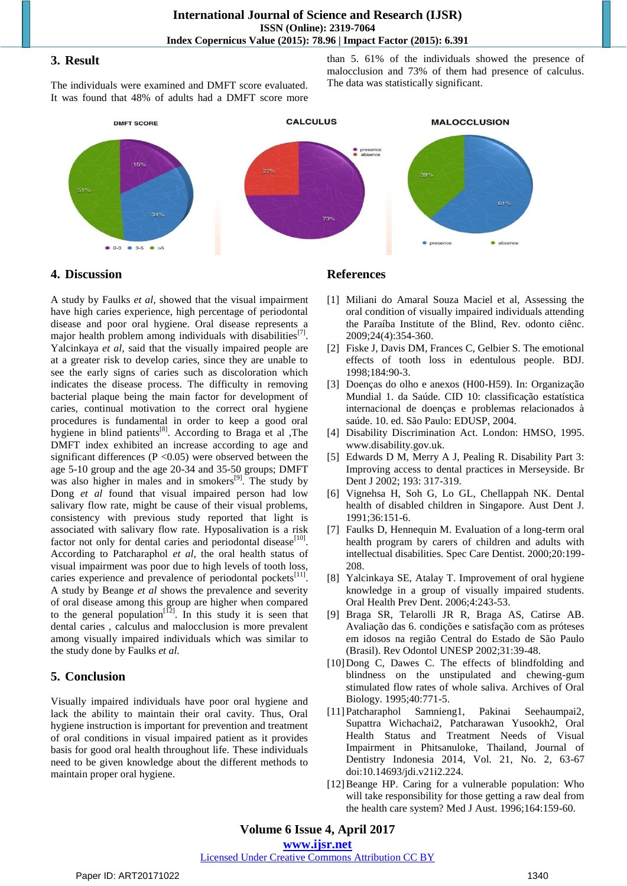## 3. Result

The individuals were examined and DMFT score evaluated. It was found that 48% of adults had a DMFT score more than 5. 61% of the individuals showed the presence of malocclusion and 73% of them had presence of calculus. The data was statistically significant.

DMFT SCORE
15%
34%
51%
0-3 3-5 >5

CALCULUS
presence
absence
27%
73%

MALOCCLUSION
39%
61%
presence absence

## 4. Discussion

A study by Faulks *et al,* showed that the visual impairment have high caries experience, high percentage of periodontal disease and poor oral hygiene. Oral disease represents a major health problem among individuals with disabilities[7]. Yalcinkaya *et al,* said that the visually impaired people are at a greater risk to develop caries, since they are unable to see the early signs of caries such as discoloration which indicates the disease process. The difficulty in removing bacterial plaque being the main factor for development of caries, continual motivation to the correct oral hygiene procedures is fundamental in order to keep a good oral hygiene in blind patients[8]. According to Braga et al ,The DMFT index exhibited an increase according to age and significant differences (P <0.05) were observed between the age 5-10 group and the age 20-34 and 35-50 groups; DMFT was also higher in males and in smokers[9]. The study by Dong *et al* found that visual impaired person had low salivary flow rate, might be cause of their visual problems, consistency with previous study reported that light is associated with salivary flow rate. Hyposalivation is a risk factor not only for dental caries and periodontal disease[10]. According to Patcharaphol *et al,* the oral health status of visual impairment was poor due to high levels of tooth loss, caries experience and prevalence of periodontal pockets[11]. A study by Beange *et al* shows the prevalence and severity of oral disease among this group are higher when compared to the general population[12]. In this study it is seen that dental caries , calculus and malocclusion is more prevalent among visually impaired individuals which was similar to the study done by Faulks *et al.*

## 5. Conclusion

Visually impaired individuals have poor oral hygiene and lack the ability to maintain their oral cavity. Thus, Oral hygiene instruction is important for prevention and treatment of oral conditions in visual impaired patient as it provides basis for good oral health throughout life. These individuals need to be given knowledge about the different methods to maintain proper oral hygiene.

## References

[1] Miliani do Amaral Souza Maciel et al, Assessing the oral condition of visually impaired individuals attending the Paraíba Institute of the Blind, Rev. odonto ciênc. 2009;24(4):354-360.

[2] Fiske J, Davis DM, Frances C, Gelbier S. The emotional effects of tooth loss in edentulous people. BDJ. 1998;184:90-3.

[3] Doenças do olho e anexos (H00-H59). In: Organização Mundial 1. da Saúde. CID 10: classificação estatística internacional de doenças e problemas relacionados à saúde. 10. ed. São Paulo: EDUSP, 2004.

[4] Disability Discrimination Act. London: HMSO, 1995. www.disability.gov.uk.

[5] Edwards D M, Merry A J, Pealing R. Disability Part 3: Improving access to dental practices in Merseyside. Br Dent J 2002; 193: 317-319.

[6] Vignehsa H, Soh G, Lo GL, Chellappah NK. Dental health of disabled children in Singapore. Aust Dent J. 1991;36:151-6.

[7] Faulks D, Hennequin M. Evaluation of a long-term oral health program by carers of children and adults with intellectual disabilities. Spec Care Dentist. 2000;20:199-208.

[8] Yalcinkaya SE, Atalay T. Improvement of oral hygiene knowledge in a group of visually impaired students. Oral Health Prev Dent. 2006;4:243-53.

[9] Braga SR, Telarolli JR R, Braga AS, Catirse AB. Avaliação das 6. condições e satisfação com as próteses em idosos na região Central do Estado de São Paulo (Brasil). Rev Odontol UNESP 2002;31:39-48.

[10] Dong C, Dawes C. The effects of blindfolding and blindness on the unstipulated and chewing-gum stimulated flow rates of whole saliva. Archives of Oral Biology. 1995;40:771-5.

[11] Patcharaphol Samnieng1, Pakinai Seehaumpai2, Supattra Wichachai2, Patcharawan Yusookh2, Oral Health Status and Treatment Needs of Visual Impairment in Phitsanuloke, Thailand, Journal of Dentistry Indonesia 2014, Vol. 21, No. 2, 63-67 doi:10.14693/jdi.v21i2.224.

[12] Beange HP. Caring for a vulnerable population: Who will take responsibility for those getting a raw deal from the health care system? Med J Aust. 1996;164:159-60.